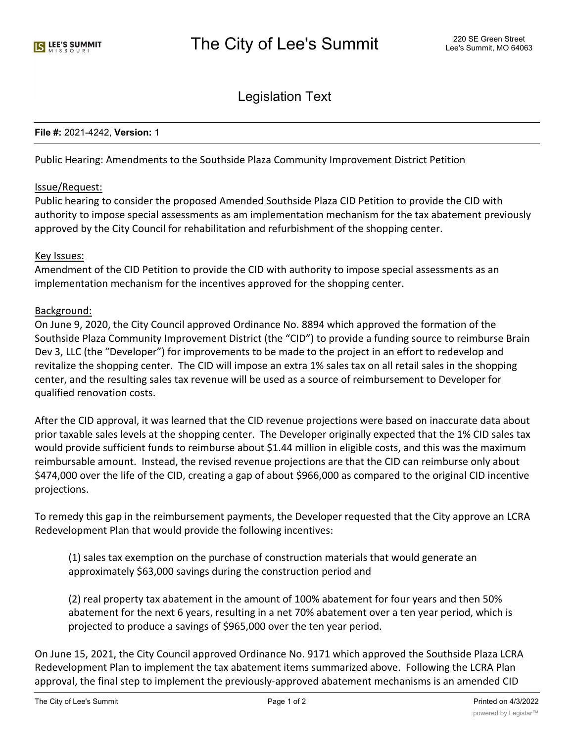# Legislation Text

**File #:** 2021-4242, **Version:** 1

Public Hearing: Amendments to the Southside Plaza Community Improvement District Petition

Issue/Request:

Public hearing to consider the proposed Amended Southside Plaza CID Petition to provide the CID with authority to impose special assessments as am implementation mechanism for the tax abatement previously approved by the City Council for rehabilitation and refurbishment of the shopping center.

Key Issues:

Amendment of the CID Petition to provide the CID with authority to impose special assessments as an implementation mechanism for the incentives approved for the shopping center.

Background:

On June 9, 2020, the City Council approved Ordinance No. 8894 which approved the formation of the Southside Plaza Community Improvement District (the "CID") to provide a funding source to reimburse Brain Dev 3, LLC (the "Developer") for improvements to be made to the project in an effort to redevelop and revitalize the shopping center. The CID will impose an extra 1% sales tax on all retail sales in the shopping center, and the resulting sales tax revenue will be used as a source of reimbursement to Developer for qualified renovation costs.

After the CID approval, it was learned that the CID revenue projections were based on inaccurate data about prior taxable sales levels at the shopping center. The Developer originally expected that the 1% CID sales tax would provide sufficient funds to reimburse about $1.44 million in eligible costs, and this was the maximum reimbursable amount. Instead, the revised revenue projections are that the CID can reimburse only about $474,000 over the life of the CID, creating a gap of about $966,000 as compared to the original CID incentive projections.

To remedy this gap in the reimbursement payments, the Developer requested that the City approve an LCRA Redevelopment Plan that would provide the following incentives:

(1) sales tax exemption on the purchase of construction materials that would generate an approximately $63,000 savings during the construction period and

(2) real property tax abatement in the amount of 100% abatement for four years and then 50% abatement for the next 6 years, resulting in a net 70% abatement over a ten year period, which is projected to produce a savings of $965,000 over the ten year period.

On June 15, 2021, the City Council approved Ordinance No. 9171 which approved the Southside Plaza LCRA Redevelopment Plan to implement the tax abatement items summarized above. Following the LCRA Plan approval, the final step to implement the previously-approved abatement mechanisms is an amended CID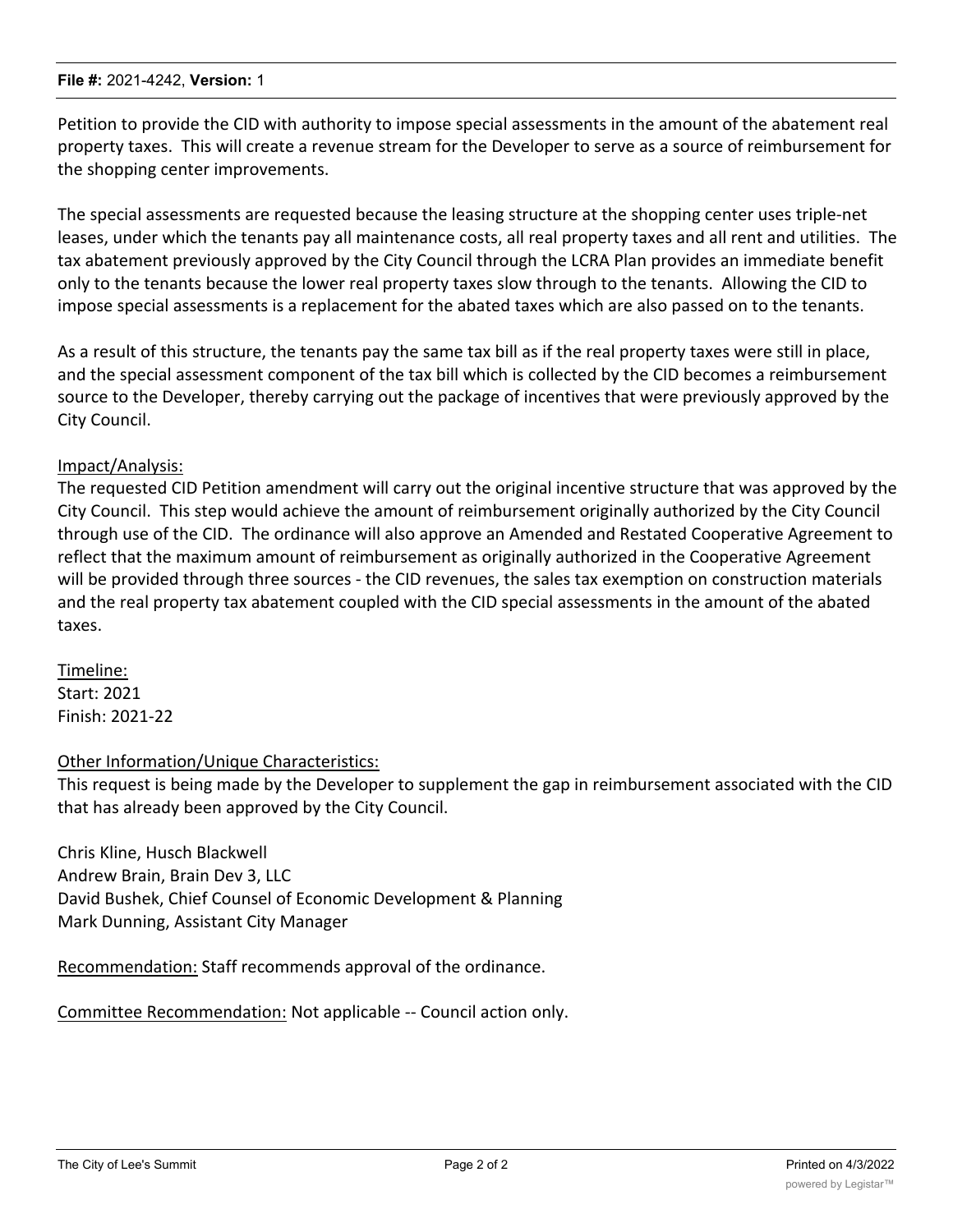Petition to provide the CID with authority to impose special assessments in the amount of the abatement real property taxes. This will create a revenue stream for the Developer to serve as a source of reimbursement for the shopping center improvements.

The special assessments are requested because the leasing structure at the shopping center uses triple-net leases, under which the tenants pay all maintenance costs, all real property taxes and all rent and utilities. The tax abatement previously approved by the City Council through the LCRA Plan provides an immediate benefit only to the tenants because the lower real property taxes slow through to the tenants. Allowing the CID to impose special assessments is a replacement for the abated taxes which are also passed on to the tenants.

As a result of this structure, the tenants pay the same tax bill as if the real property taxes were still in place, and the special assessment component of the tax bill which is collected by the CID becomes a reimbursement source to the Developer, thereby carrying out the package of incentives that were previously approved by the City Council.

Impact/Analysis:

The requested CID Petition amendment will carry out the original incentive structure that was approved by the City Council. This step would achieve the amount of reimbursement originally authorized by the City Council through use of the CID. The ordinance will also approve an Amended and Restated Cooperative Agreement to reflect that the maximum amount of reimbursement as originally authorized in the Cooperative Agreement will be provided through three sources - the CID revenues, the sales tax exemption on construction materials and the real property tax abatement coupled with the CID special assessments in the amount of the abated taxes.

Timeline:

Start: 2021

Finish: 2021-22

Other Information/Unique Characteristics:

This request is being made by the Developer to supplement the gap in reimbursement associated with the CID that has already been approved by the City Council.

Chris Kline, Husch Blackwell

Andrew Brain, Brain Dev 3, LLC

David Bushek, Chief Counsel of Economic Development & Planning

Mark Dunning, Assistant City Manager

Recommendation: Staff recommends approval of the ordinance.

Committee Recommendation: Not applicable -- Council action only.